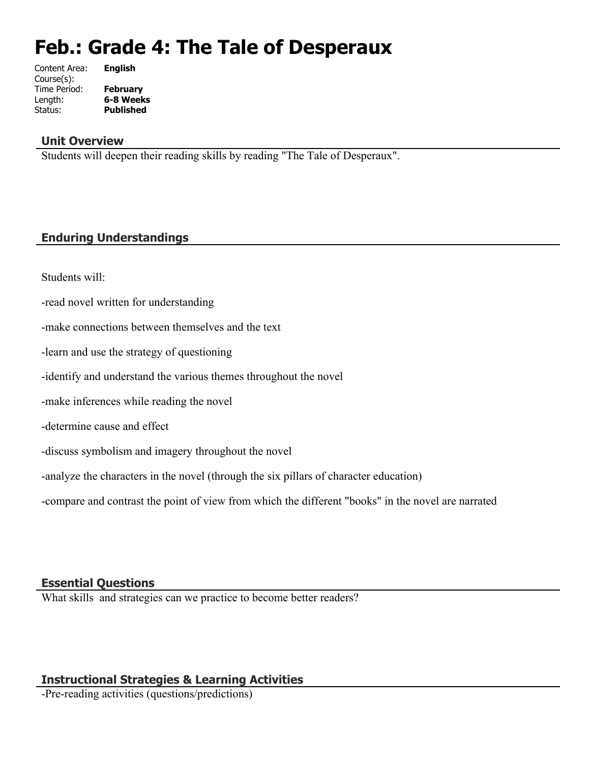# Feb.: Grade 4: The Tale of Desperaux

Content Area: **English**
Course(s):
Time Period: **February**
Length: **6-8 Weeks**
Status: **Published**

## Unit Overview

Students will deepen their reading skills by reading "The Tale of Desperaux".

## Enduring Understandings

Students will:

-read novel written for understanding

-make connections between themselves and the text

-learn and use the strategy of questioning

-identify and understand the various themes throughout the novel

-make inferences while reading the novel

-determine cause and effect

-discuss symbolism and imagery throughout the novel

-analyze the characters in the novel (through the six pillars of character education)

-compare and contrast the point of view from which the different "books" in the novel are narrated

## Essential Questions

What skills and strategies can we practice to become better readers?

## Instructional Strategies & Learning Activities

-Pre-reading activities (questions/predictions)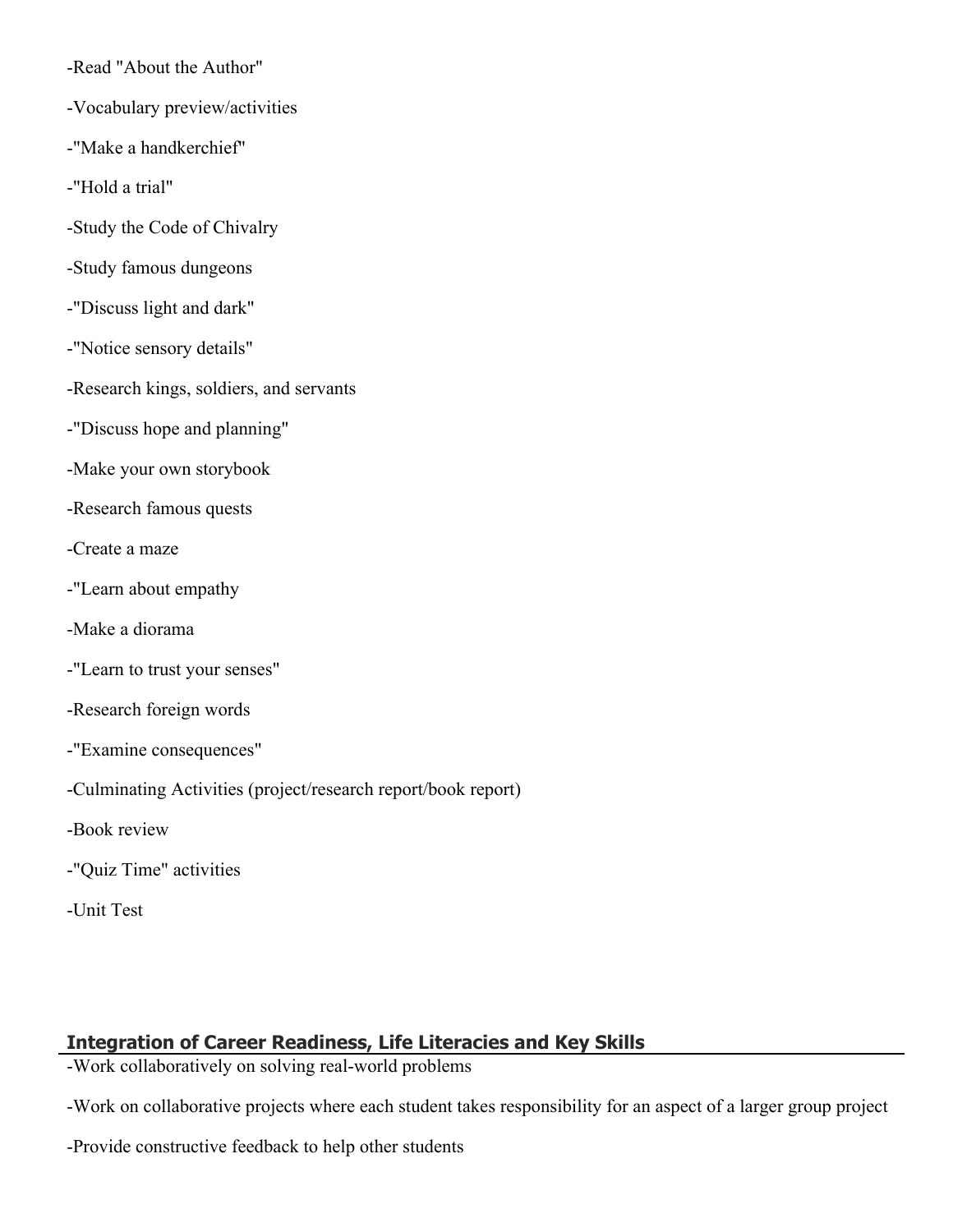-Read "About the Author"

-Vocabulary preview/activities

-"Make a handkerchief"

-"Hold a trial"

-Study the Code of Chivalry

-Study famous dungeons

-"Discuss light and dark"

-"Notice sensory details"

-Research kings, soldiers, and servants

-"Discuss hope and planning"

-Make your own storybook

-Research famous quests

-Create a maze

-"Learn about empathy

-Make a diorama

-"Learn to trust your senses"

-Research foreign words

-"Examine consequences"

-Culminating Activities (project/research report/book report)

-Book review

-"Quiz Time" activities

-Unit Test

## Integration of Career Readiness, Life Literacies and Key Skills

-Work collaboratively on solving real-world problems

-Work on collaborative projects where each student takes responsibility for an aspect of a larger group project

-Provide constructive feedback to help other students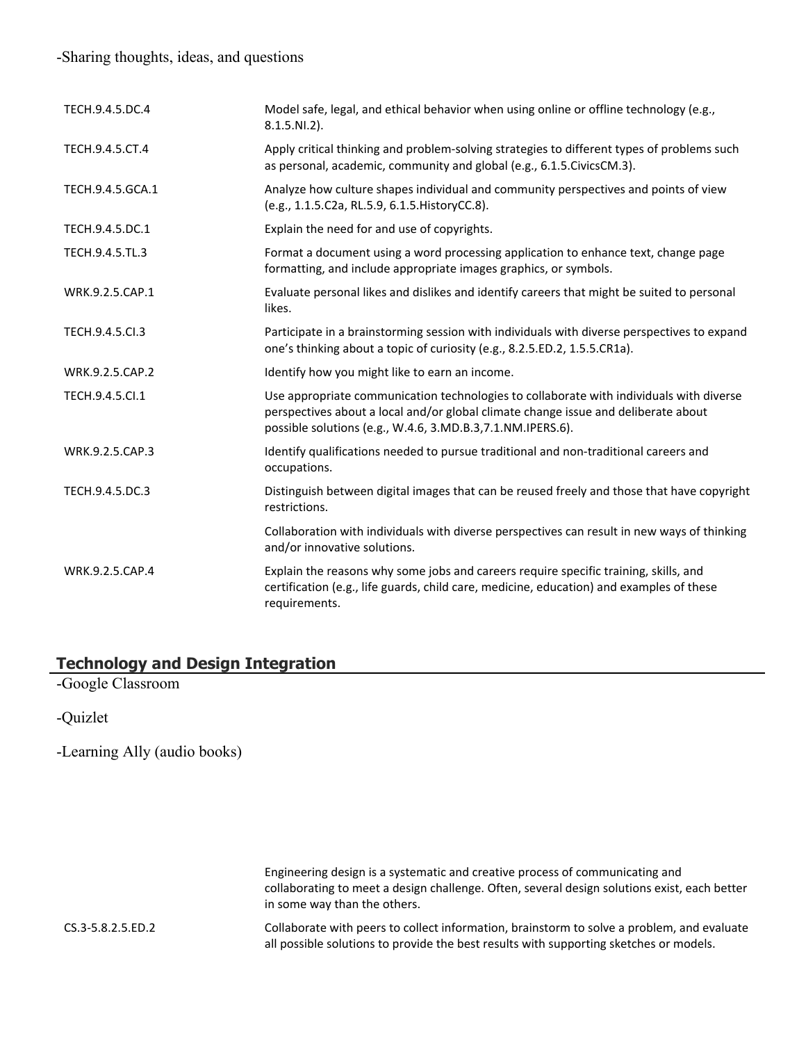-Sharing thoughts, ideas, and questions

| | |
|---|---|
| TECH.9.4.5.DC.4 | Model safe, legal, and ethical behavior when using online or offline technology (e.g., 8.1.5.NI.2). |
| TECH.9.4.5.CT.4 | Apply critical thinking and problem-solving strategies to different types of problems such as personal, academic, community and global (e.g., 6.1.5.CivicsCM.3). |
| TECH.9.4.5.GCA.1 | Analyze how culture shapes individual and community perspectives and points of view (e.g., 1.1.5.C2a, RL.5.9, 6.1.5.HistoryCC.8). |
| TECH.9.4.5.DC.1 | Explain the need for and use of copyrights. |
| TECH.9.4.5.TL.3 | Format a document using a word processing application to enhance text, change page formatting, and include appropriate images graphics, or symbols. |
| WRK.9.2.5.CAP.1 | Evaluate personal likes and dislikes and identify careers that might be suited to personal likes. |
| TECH.9.4.5.CI.3 | Participate in a brainstorming session with individuals with diverse perspectives to expand one's thinking about a topic of curiosity (e.g., 8.2.5.ED.2, 1.5.5.CR1a). |
| WRK.9.2.5.CAP.2 | Identify how you might like to earn an income. |
| TECH.9.4.5.CI.1 | Use appropriate communication technologies to collaborate with individuals with diverse perspectives about a local and/or global climate change issue and deliberate about possible solutions (e.g., W.4.6, 3.MD.B.3,7.1.NM.IPERS.6). |
| WRK.9.2.5.CAP.3 | Identify qualifications needed to pursue traditional and non-traditional careers and occupations. |
| TECH.9.4.5.DC.3 | Distinguish between digital images that can be reused freely and those that have copyright restrictions. |
| | Collaboration with individuals with diverse perspectives can result in new ways of thinking and/or innovative solutions. |
| WRK.9.2.5.CAP.4 | Explain the reasons why some jobs and careers require specific training, skills, and certification (e.g., life guards, child care, medicine, education) and examples of these requirements. |

## Technology and Design Integration

-Google Classroom

-Quizlet

-Learning Ally (audio books)

| | |
|---|---|
| | Engineering design is a systematic and creative process of communicating and collaborating to meet a design challenge. Often, several design solutions exist, each better in some way than the others. |
| CS.3-5.8.2.5.ED.2 | Collaborate with peers to collect information, brainstorm to solve a problem, and evaluate all possible solutions to provide the best results with supporting sketches or models. |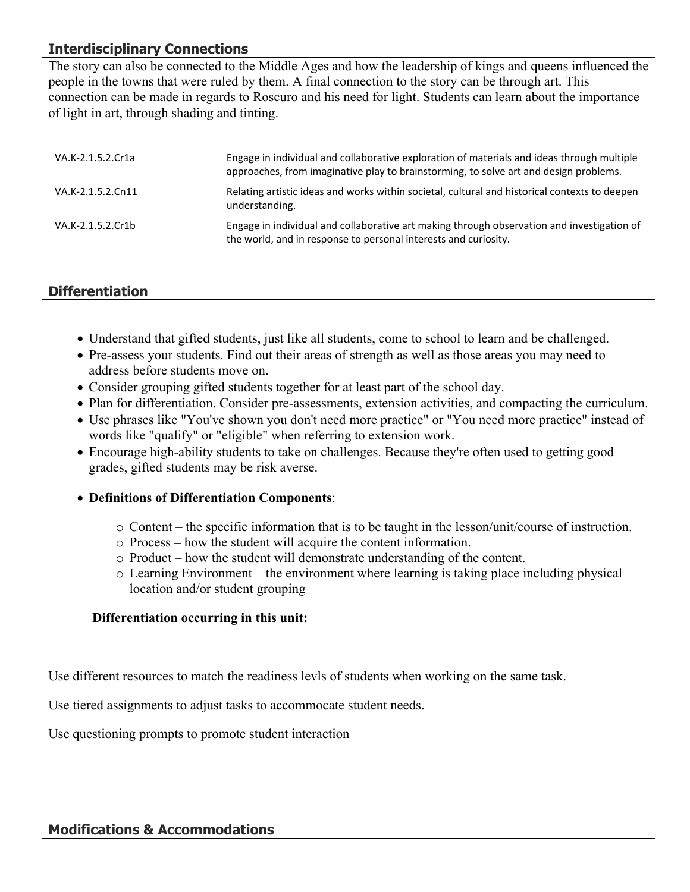## Interdisciplinary Connections

The story can also be connected to the Middle Ages and how the leadership of kings and queens influenced the people in the towns that were ruled by them. A final connection to the story can be through art. This connection can be made in regards to Roscuro and his need for light. Students can learn about the importance of light in art, through shading and tinting.

| | |
|---|---|
| VA.K-2.1.5.2.Cr1a | Engage in individual and collaborative exploration of materials and ideas through multiple approaches, from imaginative play to brainstorming, to solve art and design problems. |
| VA.K-2.1.5.2.Cn11 | Relating artistic ideas and works within societal, cultural and historical contexts to deepen understanding. |
| VA.K-2.1.5.2.Cr1b | Engage in individual and collaborative art making through observation and investigation of the world, and in response to personal interests and curiosity. |

## Differentiation

- Understand that gifted students, just like all students, come to school to learn and be challenged.
- Pre-assess your students. Find out their areas of strength as well as those areas you may need to address before students move on.
- Consider grouping gifted students together for at least part of the school day.
- Plan for differentiation. Consider pre-assessments, extension activities, and compacting the curriculum.
- Use phrases like "You've shown you don't need more practice" or "You need more practice" instead of words like "qualify" or "eligible" when referring to extension work.
- Encourage high-ability students to take on challenges. Because they're often used to getting good grades, gifted students may be risk averse.
- **Definitions of Differentiation Components**:
  - Content – the specific information that is to be taught in the lesson/unit/course of instruction.
  - Process – how the student will acquire the content information.
  - Product – how the student will demonstrate understanding of the content.
  - Learning Environment – the environment where learning is taking place including physical location and/or student grouping

**Differentiation occurring in this unit:**

Use different resources to match the readiness levls of students when working on the same task.

Use tiered assignments to adjust tasks to accommocate student needs.

Use questioning prompts to promote student interaction

## Modifications & Accommodations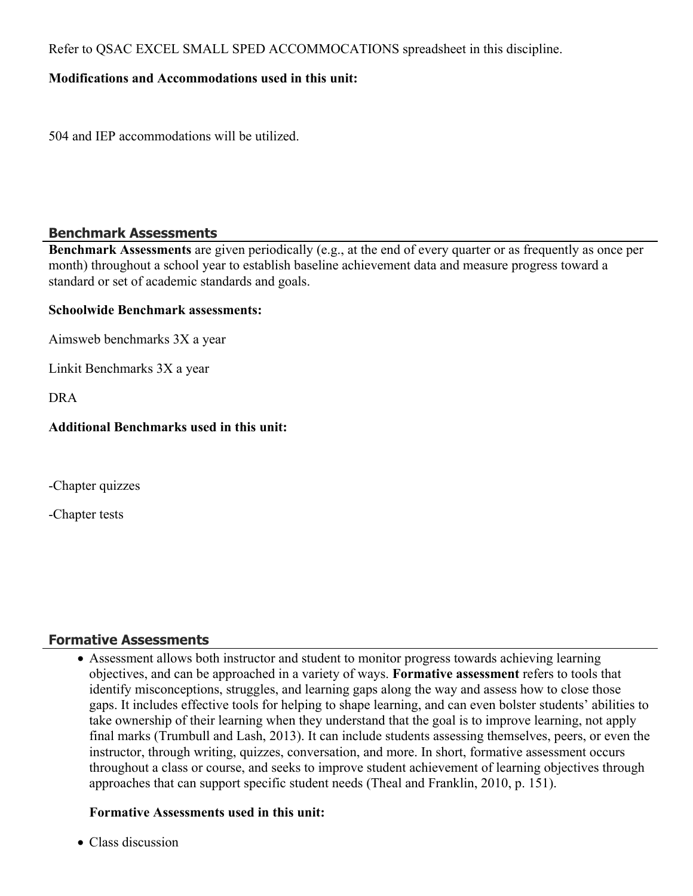Refer to QSAC EXCEL SMALL SPED ACCOMMOCATIONS spreadsheet in this discipline.

**Modifications and Accommodations used in this unit:**

504 and IEP accommodations will be utilized.

## Benchmark Assessments

**Benchmark Assessments** are given periodically (e.g., at the end of every quarter or as frequently as once per month) throughout a school year to establish baseline achievement data and measure progress toward a standard or set of academic standards and goals.

**Schoolwide Benchmark assessments:**

Aimsweb benchmarks 3X a year

Linkit Benchmarks 3X a year

DRA

**Additional Benchmarks used in this unit:**

-Chapter quizzes

-Chapter tests

## Formative Assessments

- Assessment allows both instructor and student to monitor progress towards achieving learning objectives, and can be approached in a variety of ways. **Formative assessment** refers to tools that identify misconceptions, struggles, and learning gaps along the way and assess how to close those gaps. It includes effective tools for helping to shape learning, and can even bolster students' abilities to take ownership of their learning when they understand that the goal is to improve learning, not apply final marks (Trumbull and Lash, 2013). It can include students assessing themselves, peers, or even the instructor, through writing, quizzes, conversation, and more. In short, formative assessment occurs throughout a class or course, and seeks to improve student achievement of learning objectives through approaches that can support specific student needs (Theal and Franklin, 2010, p. 151).

  **Formative Assessments used in this unit:**

- Class discussion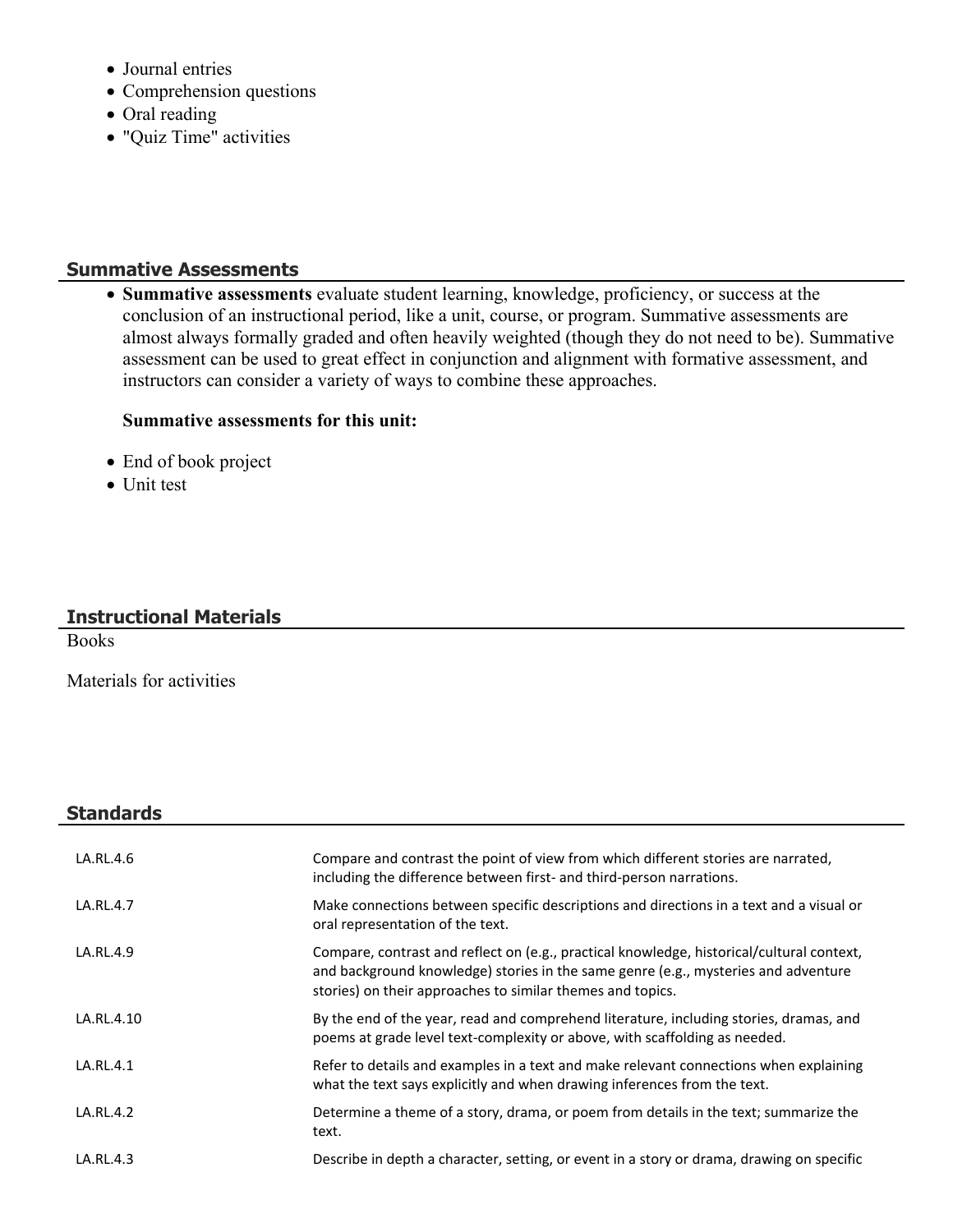- Journal entries
- Comprehension questions
- Oral reading
- "Quiz Time" activities

## Summative Assessments

- **Summative assessments** evaluate student learning, knowledge, proficiency, or success at the conclusion of an instructional period, like a unit, course, or program. Summative assessments are almost always formally graded and often heavily weighted (though they do not need to be). Summative assessment can be used to great effect in conjunction and alignment with formative assessment, and instructors can consider a variety of ways to combine these approaches.

  **Summative assessments for this unit:**

- End of book project
- Unit test

## Instructional Materials

Books

Materials for activities

## Standards

| | |
|---|---|
| LA.RL.4.6 | Compare and contrast the point of view from which different stories are narrated, including the difference between first- and third-person narrations. |
| LA.RL.4.7 | Make connections between specific descriptions and directions in a text and a visual or oral representation of the text. |
| LA.RL.4.9 | Compare, contrast and reflect on (e.g., practical knowledge, historical/cultural context, and background knowledge) stories in the same genre (e.g., mysteries and adventure stories) on their approaches to similar themes and topics. |
| LA.RL.4.10 | By the end of the year, read and comprehend literature, including stories, dramas, and poems at grade level text-complexity or above, with scaffolding as needed. |
| LA.RL.4.1 | Refer to details and examples in a text and make relevant connections when explaining what the text says explicitly and when drawing inferences from the text. |
| LA.RL.4.2 | Determine a theme of a story, drama, or poem from details in the text; summarize the text. |
| LA.RL.4.3 | Describe in depth a character, setting, or event in a story or drama, drawing on specific |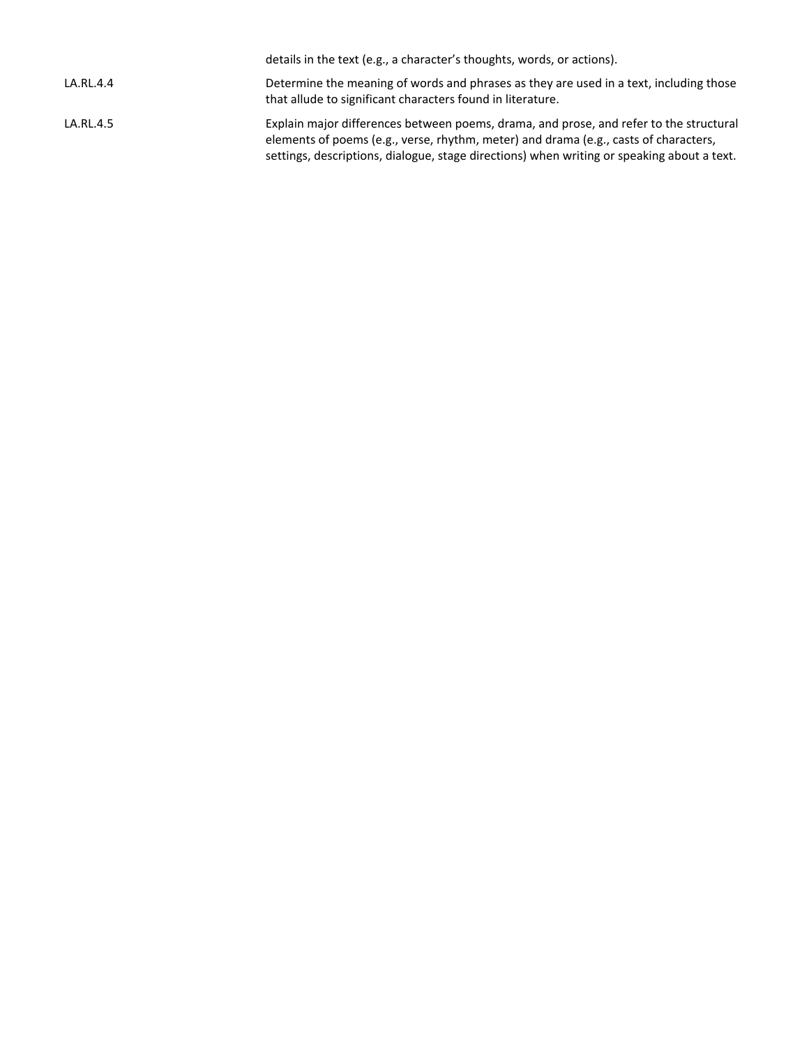| | |
|---|---|
| | details in the text (e.g., a character's thoughts, words, or actions). |
| LA.RL.4.4 | Determine the meaning of words and phrases as they are used in a text, including those that allude to significant characters found in literature. |
| LA.RL.4.5 | Explain major differences between poems, drama, and prose, and refer to the structural elements of poems (e.g., verse, rhythm, meter) and drama (e.g., casts of characters, settings, descriptions, dialogue, stage directions) when writing or speaking about a text. |